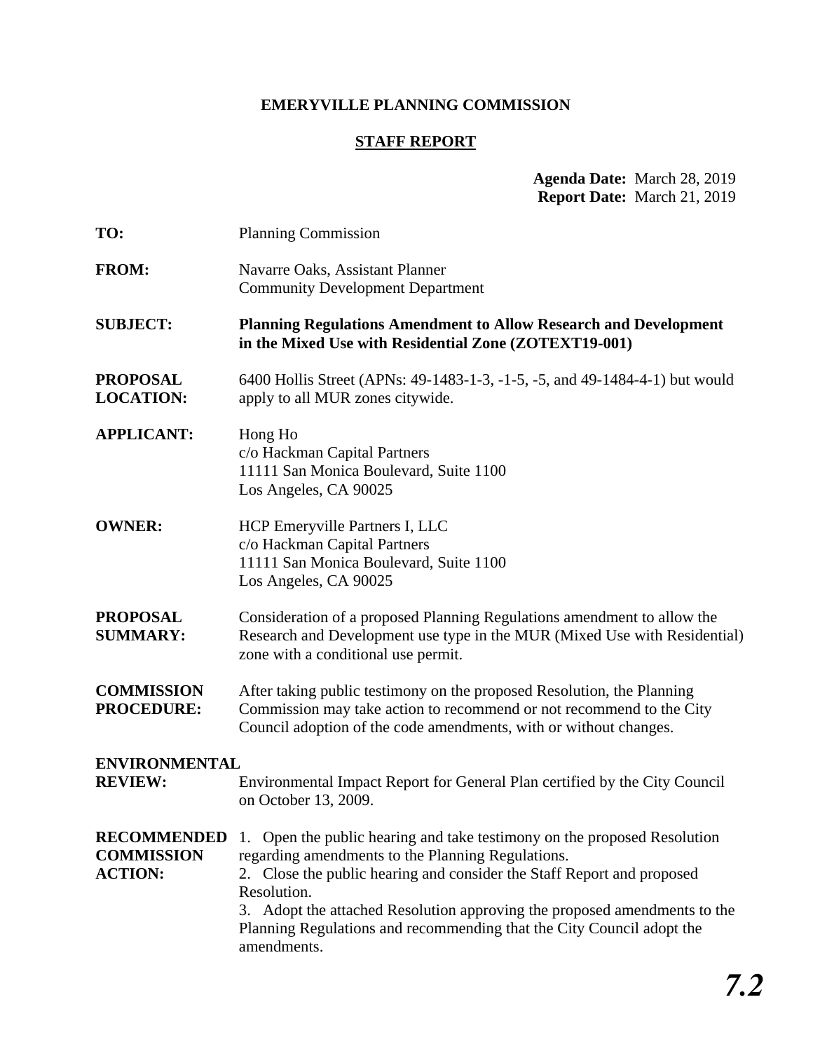**EMERYVILLE PLANNING COMMISSION**

**STAFF REPORT**

**Agenda Date:** March 28, 2019
**Report Date:** March 21, 2019

| | |
|---|---|
| **TO:** | Planning Commission |
| **FROM:** | Navarre Oaks, Assistant Planner<br>Community Development Department |
| **SUBJECT:** | **Planning Regulations Amendment to Allow Research and Development in the Mixed Use with Residential Zone (ZOTEXT19-001)** |
| **PROPOSAL LOCATION:** | 6400 Hollis Street (APNs: 49-1483-1-3, -1-5, -5, and 49-1484-4-1) but would apply to all MUR zones citywide. |
| **APPLICANT:** | Hong Ho<br>c/o Hackman Capital Partners<br>11111 San Monica Boulevard, Suite 1100<br>Los Angeles, CA 90025 |
| **OWNER:** | HCP Emeryville Partners I, LLC<br>c/o Hackman Capital Partners<br>11111 San Monica Boulevard, Suite 1100<br>Los Angeles, CA 90025 |
| **PROPOSAL SUMMARY:** | Consideration of a proposed Planning Regulations amendment to allow the Research and Development use type in the MUR (Mixed Use with Residential) zone with a conditional use permit. |
| **COMMISSION PROCEDURE:** | After taking public testimony on the proposed Resolution, the Planning Commission may take action to recommend or not recommend to the City Council adoption of the code amendments, with or without changes. |
| **ENVIRONMENTAL REVIEW:** | Environmental Impact Report for General Plan certified by the City Council on October 13, 2009. |
| **RECOMMENDED COMMISSION ACTION:** | 1. Open the public hearing and take testimony on the proposed Resolution regarding amendments to the Planning Regulations.<br>2. Close the public hearing and consider the Staff Report and proposed Resolution.<br>3. Adopt the attached Resolution approving the proposed amendments to the Planning Regulations and recommending that the City Council adopt the amendments. |

***7.2***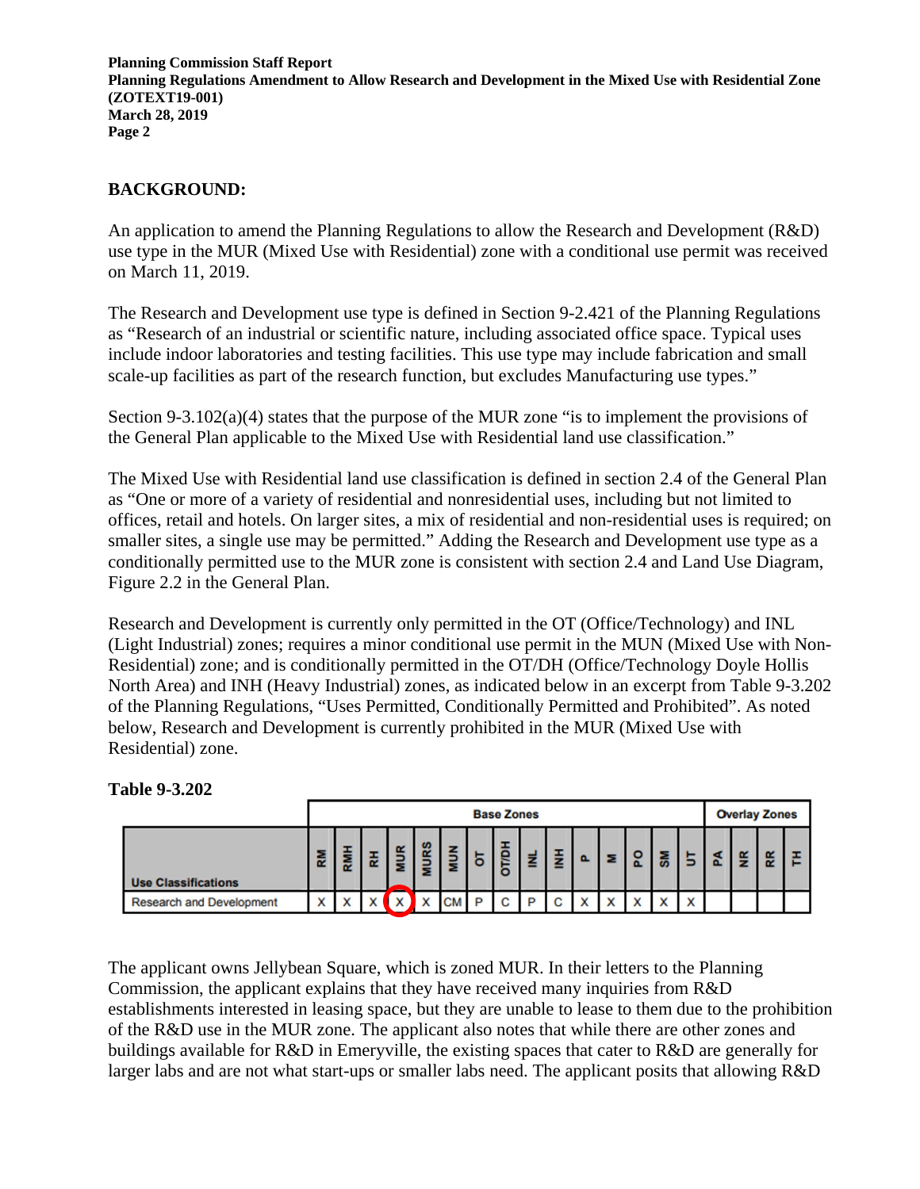## BACKGROUND:

An application to amend the Planning Regulations to allow the Research and Development (R&D) use type in the MUR (Mixed Use with Residential) zone with a conditional use permit was received on March 11, 2019.

The Research and Development use type is defined in Section 9-2.421 of the Planning Regulations as "Research of an industrial or scientific nature, including associated office space. Typical uses include indoor laboratories and testing facilities. This use type may include fabrication and small scale-up facilities as part of the research function, but excludes Manufacturing use types."

Section 9-3.102(a)(4) states that the purpose of the MUR zone "is to implement the provisions of the General Plan applicable to the Mixed Use with Residential land use classification."

The Mixed Use with Residential land use classification is defined in section 2.4 of the General Plan as "One or more of a variety of residential and nonresidential uses, including but not limited to offices, retail and hotels. On larger sites, a mix of residential and non-residential uses is required; on smaller sites, a single use may be permitted." Adding the Research and Development use type as a conditionally permitted use to the MUR zone is consistent with section 2.4 and Land Use Diagram, Figure 2.2 in the General Plan.

Research and Development is currently only permitted in the OT (Office/Technology) and INL (Light Industrial) zones; requires a minor conditional use permit in the MUN (Mixed Use with Non-Residential) zone; and is conditionally permitted in the OT/DH (Office/Technology Doyle Hollis North Area) and INH (Heavy Industrial) zones, as indicated below in an excerpt from Table 9-3.202 of the Planning Regulations, "Uses Permitted, Conditionally Permitted and Prohibited". As noted below, Research and Development is currently prohibited in the MUR (Mixed Use with Residential) zone.

**Table 9-3.202**

| | Base Zones | | | | | | | | | | | | | | | Overlay Zones | | | |
|---|---|---|---|---|---|---|---|---|---|---|---|---|---|---|---|---|---|---|---|
| Use Classifications | RM | RMH | RH | MUR | MURS | MUN | OT | OT/DH | INL | INH | P | M | PO | SM | UT | PA | NR | RR | TH |
| Research and Development | X | X | X | X | X | CM | P | C | P | C | X | X | X | X | X | | | | |

The applicant owns Jellybean Square, which is zoned MUR. In their letters to the Planning Commission, the applicant explains that they have received many inquiries from R&D establishments interested in leasing space, but they are unable to lease to them due to the prohibition of the R&D use in the MUR zone. The applicant also notes that while there are other zones and buildings available for R&D in Emeryville, the existing spaces that cater to R&D are generally for larger labs and are not what start-ups or smaller labs need. The applicant posits that allowing R&D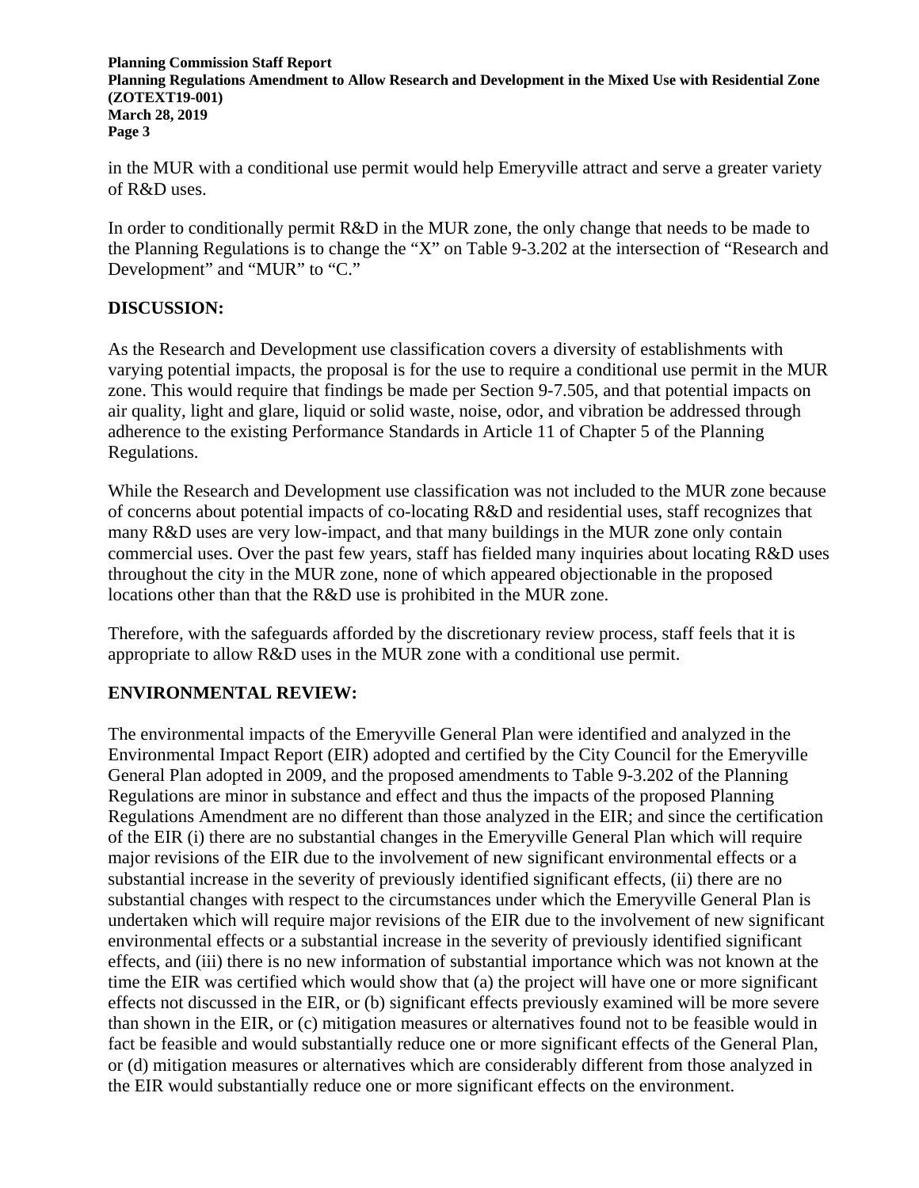in the MUR with a conditional use permit would help Emeryville attract and serve a greater variety of R&D uses.

In order to conditionally permit R&D in the MUR zone, the only change that needs to be made to the Planning Regulations is to change the "X" on Table 9-3.202 at the intersection of "Research and Development" and "MUR" to "C."

## DISCUSSION:

As the Research and Development use classification covers a diversity of establishments with varying potential impacts, the proposal is for the use to require a conditional use permit in the MUR zone. This would require that findings be made per Section 9-7.505, and that potential impacts on air quality, light and glare, liquid or solid waste, noise, odor, and vibration be addressed through adherence to the existing Performance Standards in Article 11 of Chapter 5 of the Planning Regulations.

While the Research and Development use classification was not included to the MUR zone because of concerns about potential impacts of co-locating R&D and residential uses, staff recognizes that many R&D uses are very low-impact, and that many buildings in the MUR zone only contain commercial uses. Over the past few years, staff has fielded many inquiries about locating R&D uses throughout the city in the MUR zone, none of which appeared objectionable in the proposed locations other than that the R&D use is prohibited in the MUR zone.

Therefore, with the safeguards afforded by the discretionary review process, staff feels that it is appropriate to allow R&D uses in the MUR zone with a conditional use permit.

## ENVIRONMENTAL REVIEW:

The environmental impacts of the Emeryville General Plan were identified and analyzed in the Environmental Impact Report (EIR) adopted and certified by the City Council for the Emeryville General Plan adopted in 2009, and the proposed amendments to Table 9-3.202 of the Planning Regulations are minor in substance and effect and thus the impacts of the proposed Planning Regulations Amendment are no different than those analyzed in the EIR; and since the certification of the EIR (i) there are no substantial changes in the Emeryville General Plan which will require major revisions of the EIR due to the involvement of new significant environmental effects or a substantial increase in the severity of previously identified significant effects, (ii) there are no substantial changes with respect to the circumstances under which the Emeryville General Plan is undertaken which will require major revisions of the EIR due to the involvement of new significant environmental effects or a substantial increase in the severity of previously identified significant effects, and (iii) there is no new information of substantial importance which was not known at the time the EIR was certified which would show that (a) the project will have one or more significant effects not discussed in the EIR, or (b) significant effects previously examined will be more severe than shown in the EIR, or (c) mitigation measures or alternatives found not to be feasible would in fact be feasible and would substantially reduce one or more significant effects of the General Plan, or (d) mitigation measures or alternatives which are considerably different from those analyzed in the EIR would substantially reduce one or more significant effects on the environment.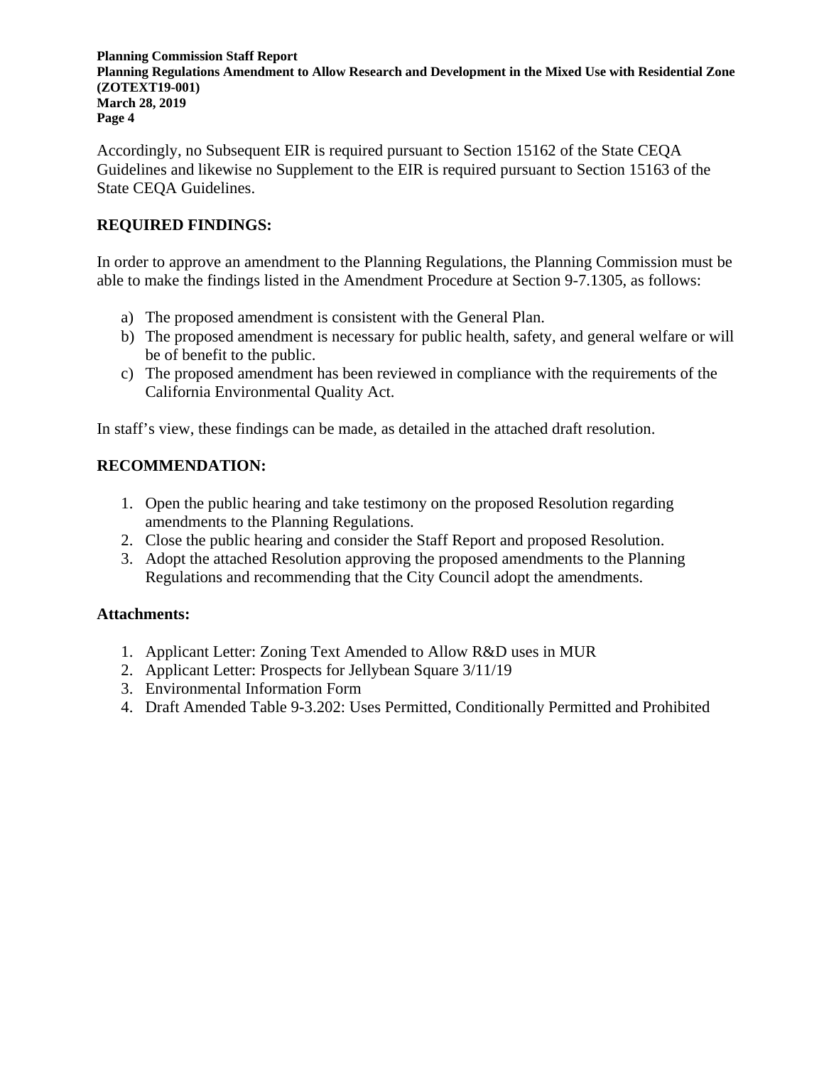Accordingly, no Subsequent EIR is required pursuant to Section 15162 of the State CEQA Guidelines and likewise no Supplement to the EIR is required pursuant to Section 15163 of the State CEQA Guidelines.

## REQUIRED FINDINGS:

In order to approve an amendment to the Planning Regulations, the Planning Commission must be able to make the findings listed in the Amendment Procedure at Section 9-7.1305, as follows:

a) The proposed amendment is consistent with the General Plan.
b) The proposed amendment is necessary for public health, safety, and general welfare or will be of benefit to the public.
c) The proposed amendment has been reviewed in compliance with the requirements of the California Environmental Quality Act.

In staff's view, these findings can be made, as detailed in the attached draft resolution.

## RECOMMENDATION:

1. Open the public hearing and take testimony on the proposed Resolution regarding amendments to the Planning Regulations.
2. Close the public hearing and consider the Staff Report and proposed Resolution.
3. Adopt the attached Resolution approving the proposed amendments to the Planning Regulations and recommending that the City Council adopt the amendments.

### Attachments:

1. Applicant Letter: Zoning Text Amended to Allow R&D uses in MUR
2. Applicant Letter: Prospects for Jellybean Square 3/11/19
3. Environmental Information Form
4. Draft Amended Table 9-3.202: Uses Permitted, Conditionally Permitted and Prohibited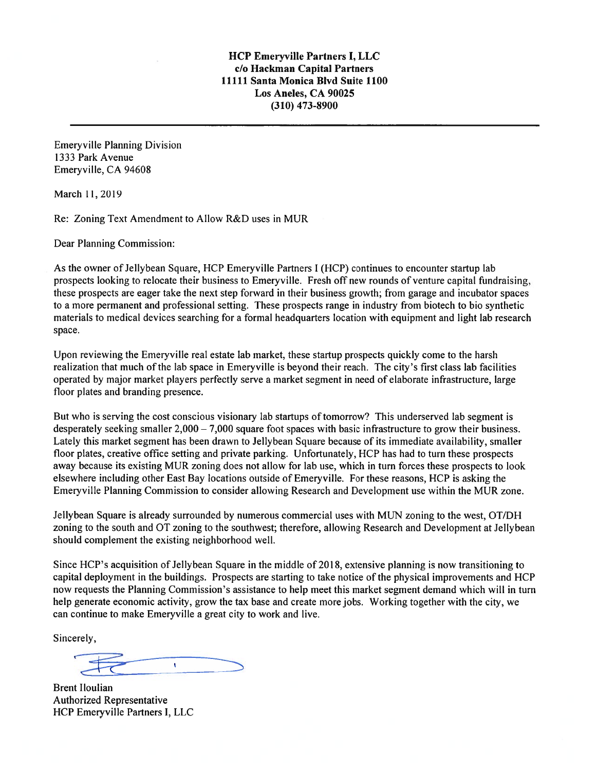**HCP Emeryville Partners I, LLC**
**c/o Hackman Capital Partners**
**11111 Santa Monica Blvd Suite 1100**
**Los Aneles, CA 90025**
**(310) 473-8900**

---

Emeryville Planning Division
1333 Park Avenue
Emeryville, CA 94608

March 11, 2019

Re: Zoning Text Amendment to Allow R&D uses in MUR

Dear Planning Commission:

As the owner of Jellybean Square, HCP Emeryville Partners I (HCP) continues to encounter startup lab prospects looking to relocate their business to Emeryville. Fresh off new rounds of venture capital fundraising, these prospects are eager take the next step forward in their business growth; from garage and incubator spaces to a more permanent and professional setting. These prospects range in industry from biotech to bio synthetic materials to medical devices searching for a formal headquarters location with equipment and light lab research space.

Upon reviewing the Emeryville real estate lab market, these startup prospects quickly come to the harsh realization that much of the lab space in Emeryville is beyond their reach. The city's first class lab facilities operated by major market players perfectly serve a market segment in need of elaborate infrastructure, large floor plates and branding presence.

But who is serving the cost conscious visionary lab startups of tomorrow? This underserved lab segment is desperately seeking smaller 2,000 – 7,000 square foot spaces with basic infrastructure to grow their business. Lately this market segment has been drawn to Jellybean Square because of its immediate availability, smaller floor plates, creative office setting and private parking. Unfortunately, HCP has had to turn these prospects away because its existing MUR zoning does not allow for lab use, which in turn forces these prospects to look elsewhere including other East Bay locations outside of Emeryville. For these reasons, HCP is asking the Emeryville Planning Commission to consider allowing Research and Development use within the MUR zone.

Jellybean Square is already surrounded by numerous commercial uses with MUN zoning to the west, OT/DH zoning to the south and OT zoning to the southwest; therefore, allowing Research and Development at Jellybean should complement the existing neighborhood well.

Since HCP's acquisition of Jellybean Square in the middle of 2018, extensive planning is now transitioning to capital deployment in the buildings. Prospects are starting to take notice of the physical improvements and HCP now requests the Planning Commission's assistance to help meet this market segment demand which will in turn help generate economic activity, grow the tax base and create more jobs. Working together with the city, we can continue to make Emeryville a great city to work and live.

Sincerely,

Brent Iloulian
Authorized Representative
HCP Emeryville Partners I, LLC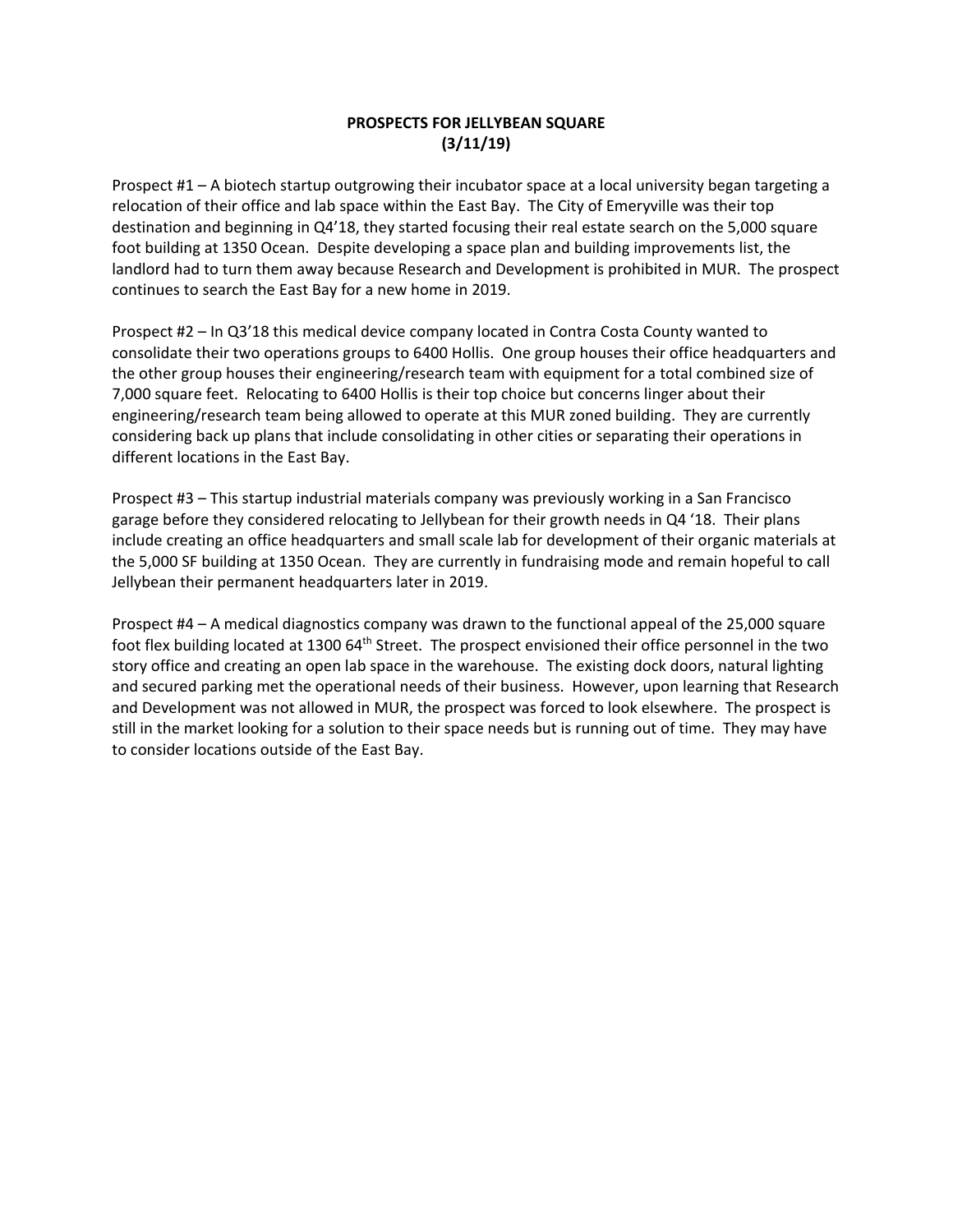**PROSPECTS FOR JELLYBEAN SQUARE**
**(3/11/19)**

Prospect #1 – A biotech startup outgrowing their incubator space at a local university began targeting a relocation of their office and lab space within the East Bay. The City of Emeryville was their top destination and beginning in Q4'18, they started focusing their real estate search on the 5,000 square foot building at 1350 Ocean. Despite developing a space plan and building improvements list, the landlord had to turn them away because Research and Development is prohibited in MUR. The prospect continues to search the East Bay for a new home in 2019.

Prospect #2 – In Q3'18 this medical device company located in Contra Costa County wanted to consolidate their two operations groups to 6400 Hollis. One group houses their office headquarters and the other group houses their engineering/research team with equipment for a total combined size of 7,000 square feet. Relocating to 6400 Hollis is their top choice but concerns linger about their engineering/research team being allowed to operate at this MUR zoned building. They are currently considering back up plans that include consolidating in other cities or separating their operations in different locations in the East Bay.

Prospect #3 – This startup industrial materials company was previously working in a San Francisco garage before they considered relocating to Jellybean for their growth needs in Q4 '18. Their plans include creating an office headquarters and small scale lab for development of their organic materials at the 5,000 SF building at 1350 Ocean. They are currently in fundraising mode and remain hopeful to call Jellybean their permanent headquarters later in 2019.

Prospect #4 – A medical diagnostics company was drawn to the functional appeal of the 25,000 square foot flex building located at 1300 64th Street. The prospect envisioned their office personnel in the two story office and creating an open lab space in the warehouse. The existing dock doors, natural lighting and secured parking met the operational needs of their business. However, upon learning that Research and Development was not allowed in MUR, the prospect was forced to look elsewhere. The prospect is still in the market looking for a solution to their space needs but is running out of time. They may have to consider locations outside of the East Bay.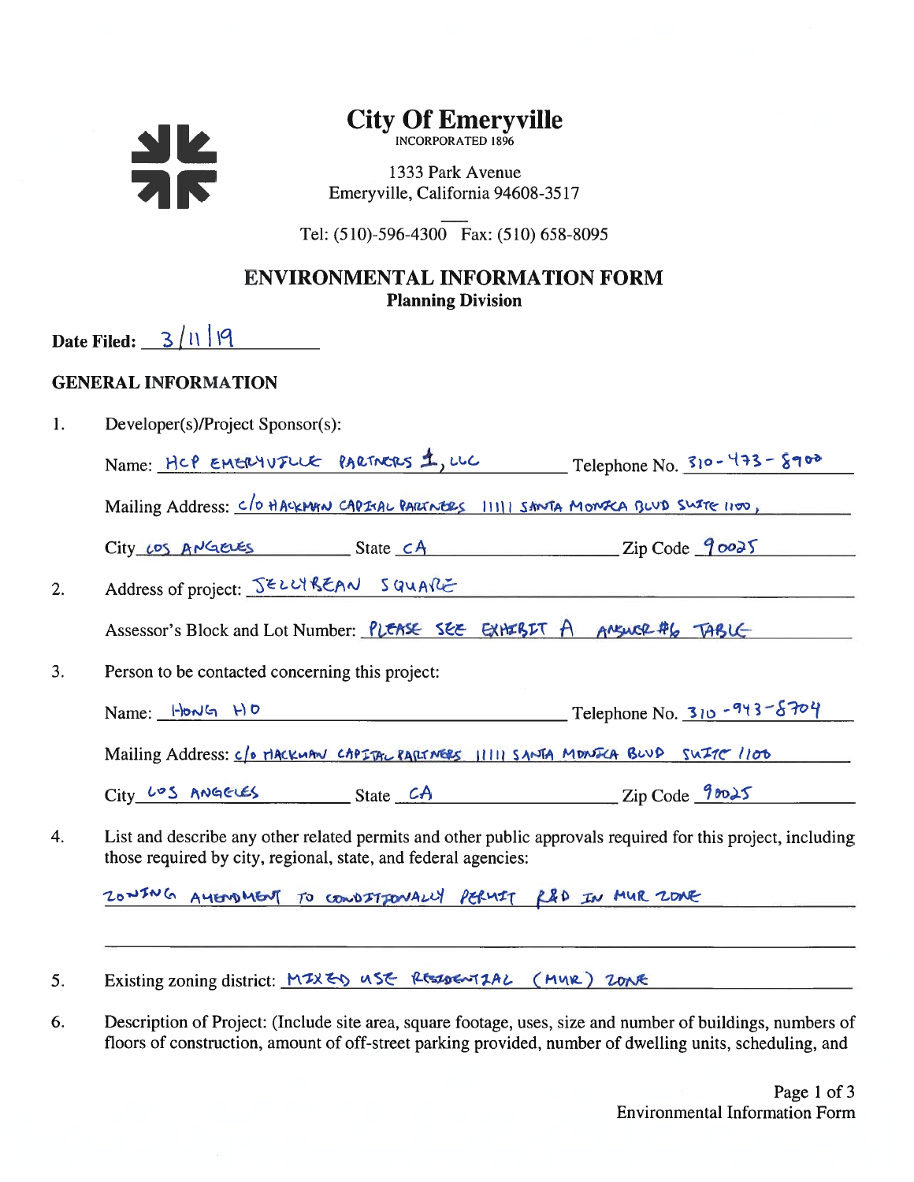# City Of Emeryville

INCORPORATED 1896

1333 Park Avenue
Emeryville, California 94608-3517

Tel: (510)-596-4300 Fax: (510) 658-8095

## ENVIRONMENTAL INFORMATION FORM

**Planning Division**

**Date Filed:** 3/11/19

### GENERAL INFORMATION

1. Developer(s)/Project Sponsor(s):

   Name: HCP EMERYVILLE PARTNERS 1, LLC Telephone No. 310-473-8900

   Mailing Address: c/o HACKMAN CAPITAL PARTNERS 11111 SANTA MONICA BLVD SUITE 1100,

   City LOS ANGELES State CA Zip Code 90025

2. Address of project: JELLYBEAN SQUARE

   Assessor's Block and Lot Number: PLEASE SEE EXHIBIT A ANSWER #6 TABLE

3. Person to be contacted concerning this project:

   Name: HONG HO Telephone No. 310-943-8704

   Mailing Address: c/o HACKMAN CAPITAL PARTNERS 11111 SANTA MONICA BLVD SUITE 1100

   City LOS ANGELES State CA Zip Code 90025

4. List and describe any other related permits and other public approvals required for this project, including those required by city, regional, state, and federal agencies:

   ZONING AMENDMENT TO CONDITIONALLY PERMIT R&D IN MUR ZONE

5. Existing zoning district: MIXED USE RESIDENTIAL (MUR) ZONE

6. Description of Project: (Include site area, square footage, uses, size and number of buildings, numbers of floors of construction, amount of off-street parking provided, number of dwelling units, scheduling, and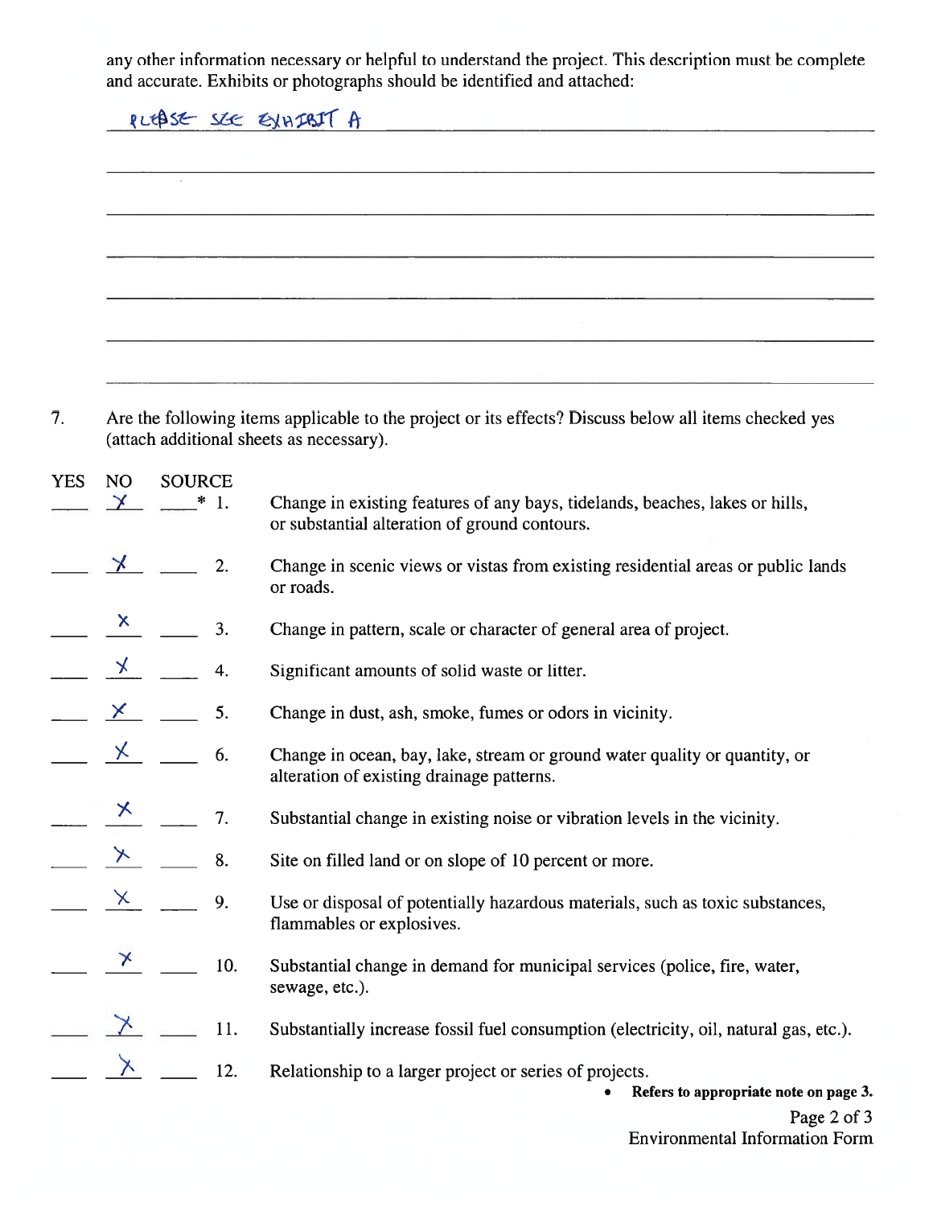any other information necessary or helpful to understand the project. This description must be complete and accurate. Exhibits or photographs should be identified and attached:

PLEASE SEE EXHIBIT A

7. Are the following items applicable to the project or its effects? Discuss below all items checked yes (attach additional sheets as necessary).

| YES | NO | SOURCE | | |
|---|---|---|---|---|
| | X | * | 1. | Change in existing features of any bays, tidelands, beaches, lakes or hills, or substantial alteration of ground contours. |
| | X | | 2. | Change in scenic views or vistas from existing residential areas or public lands or roads. |
| | X | | 3. | Change in pattern, scale or character of general area of project. |
| | X | | 4. | Significant amounts of solid waste or litter. |
| | X | | 5. | Change in dust, ash, smoke, fumes or odors in vicinity. |
| | X | | 6. | Change in ocean, bay, lake, stream or ground water quality or quantity, or alteration of existing drainage patterns. |
| | X | | 7. | Substantial change in existing noise or vibration levels in the vicinity. |
| | X | | 8. | Site on filled land or on slope of 10 percent or more. |
| | X | | 9. | Use or disposal of potentially hazardous materials, such as toxic substances, flammables or explosives. |
| | X | | 10. | Substantial change in demand for municipal services (police, fire, water, sewage, etc.). |
| | X | | 11. | Substantially increase fossil fuel consumption (electricity, oil, natural gas, etc.). |
| | X | | 12. | Relationship to a larger project or series of projects. |

- **Refers to appropriate note on page 3.**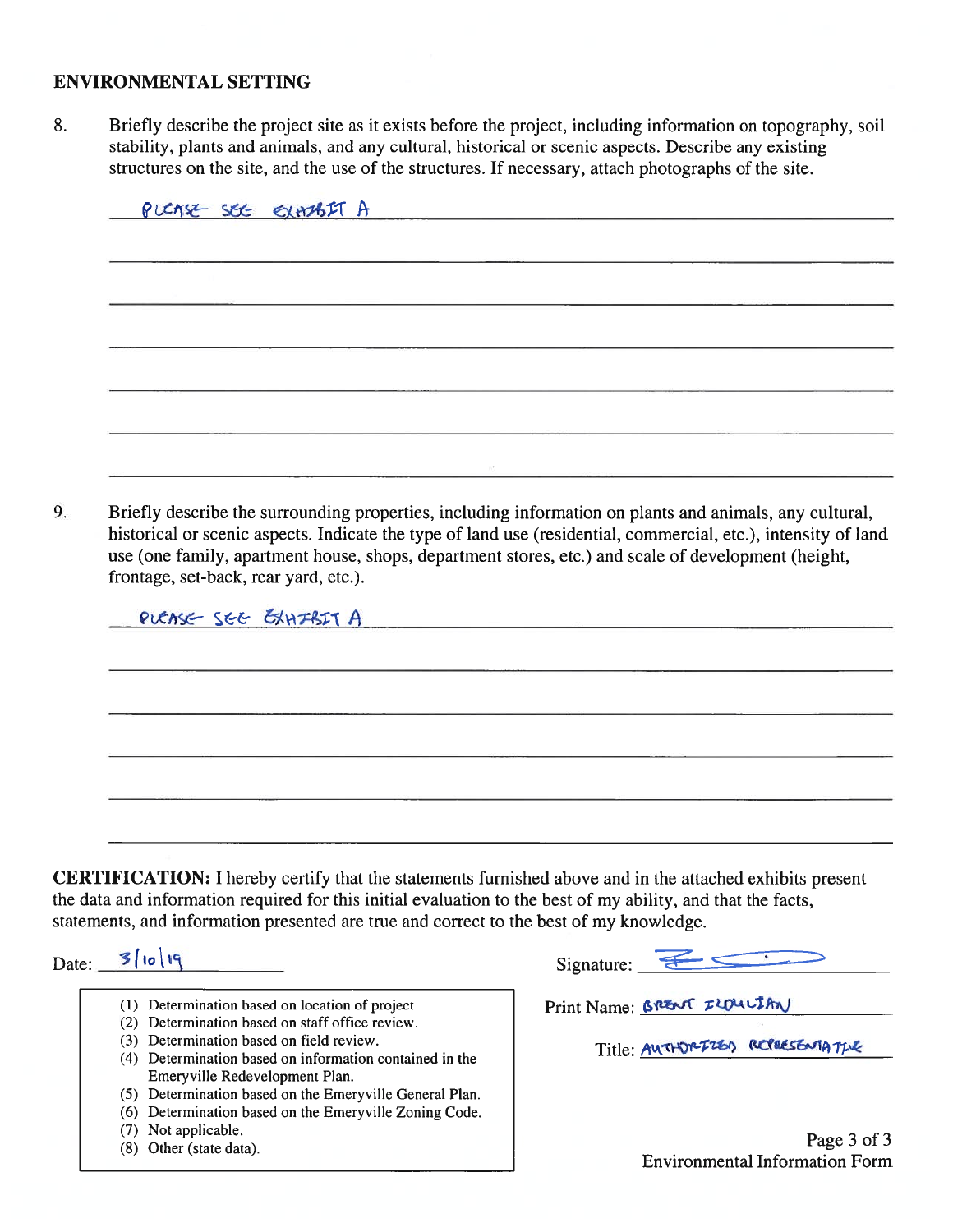## ENVIRONMENTAL SETTING

8. Briefly describe the project site as it exists before the project, including information on topography, soil stability, plants and animals, and any cultural, historical or scenic aspects. Describe any existing structures on the site, and the use of the structures. If necessary, attach photographs of the site.

PLEASE SEE EXHIBIT A

9. Briefly describe the surrounding properties, including information on plants and animals, any cultural, historical or scenic aspects. Indicate the type of land use (residential, commercial, etc.), intensity of land use (one family, apartment house, shops, department stores, etc.) and scale of development (height, frontage, set-back, rear yard, etc.).

PLEASE SEE EXHIBIT A

**CERTIFICATION:** I hereby certify that the statements furnished above and in the attached exhibits present the data and information required for this initial evaluation to the best of my ability, and that the facts, statements, and information presented are true and correct to the best of my knowledge.

Date: 3/10/19

Signature: [signature]

Print Name: BRENT ILOULIAN

Title: AUTHORIZED REPRESENTATIVE

(1) Determination based on location of project
(2) Determination based on staff office review.
(3) Determination based on field review.
(4) Determination based on information contained in the Emeryville Redevelopment Plan.
(5) Determination based on the Emeryville General Plan.
(6) Determination based on the Emeryville Zoning Code.
(7) Not applicable.
(8) Other (state data).

Environmental Information Form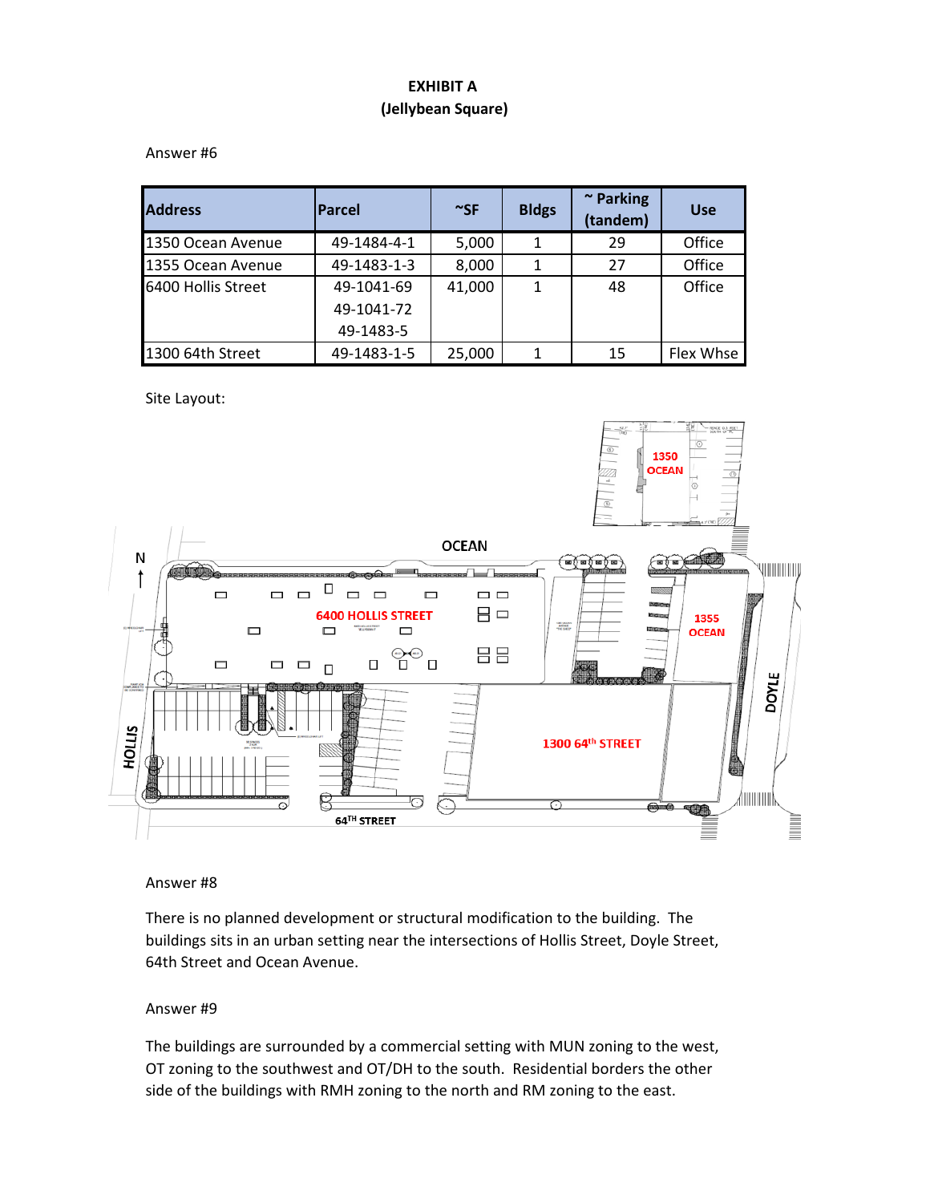**EXHIBIT A**
**(Jellybean Square)**

Answer #6

| Address | Parcel | ~SF | Bldgs | ~ Parking (tandem) | Use |
|---|---|---|---|---|---|
| 1350 Ocean Avenue | 49-1484-4-1 | 5,000 | 1 | 29 | Office |
| 1355 Ocean Avenue | 49-1483-1-3 | 8,000 | 1 | 27 | Office |
| 6400 Hollis Street | 49-1041-69<br>49-1041-72<br>49-1483-5 | 41,000 | 1 | 48 | Office |
| 1300 64th Street | 49-1483-1-5 | 25,000 | 1 | 15 | Flex Whse |

Site Layout:

1350 OCEAN

OCEAN

N

6400 HOLLIS STREET

1355 OCEAN

DOYLE

HOLLIS

1300 64th STREET

64TH STREET

Answer #8

There is no planned development or structural modification to the building. The buildings sits in an urban setting near the intersections of Hollis Street, Doyle Street, 64th Street and Ocean Avenue.

Answer #9

The buildings are surrounded by a commercial setting with MUN zoning to the west, OT zoning to the southwest and OT/DH to the south. Residential borders the other side of the buildings with RMH zoning to the north and RM zoning to the east.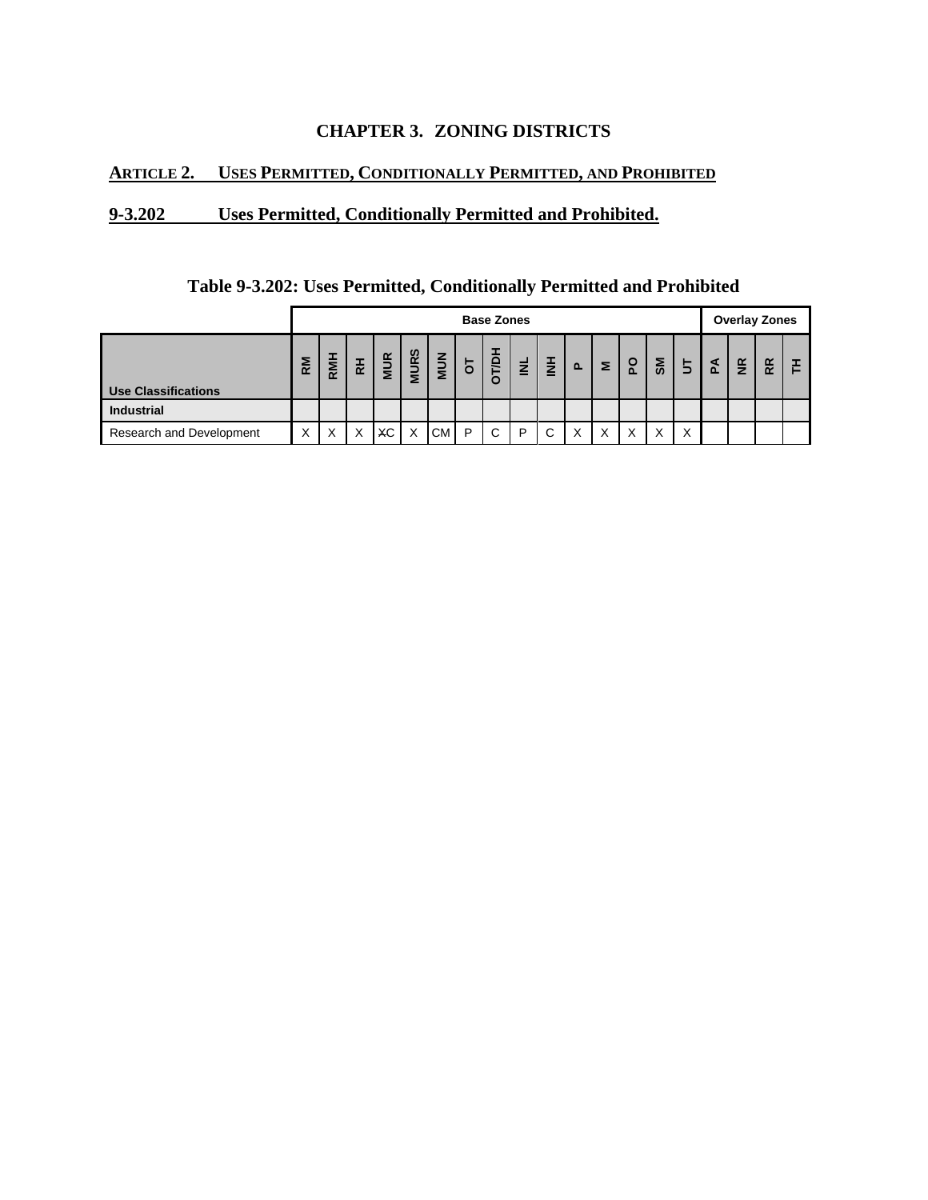**CHAPTER 3. ZONING DISTRICTS**

**ARTICLE 2. USES PERMITTED, CONDITIONALLY PERMITTED, AND PROHIBITED**

**9-3.202 Uses Permitted, Conditionally Permitted and Prohibited.**

**Table 9-3.202: Uses Permitted, Conditionally Permitted and Prohibited**

| | Base Zones | | | | | | | | | | | | | | | Overlay Zones | | | |
|---|---|---|---|---|---|---|---|---|---|---|---|---|---|---|---|---|---|---|---|
| **Use Classifications** | **RM** | **RMH** | **RH** | **MUR** | **MURS** | **MUN** | **OT** | **OT/DH** | **INL** | **INH** | **P** | **M** | **PO** | **SM** | **UT** | **PA** | **NR** | **RR** | **TH** |
| **Industrial** | | | | | | | | | | | | | | | | | | | |
| Research and Development | X | X | X | ~~X~~C | X | CM | P | C | P | C | X | X | X | X | X | | | | |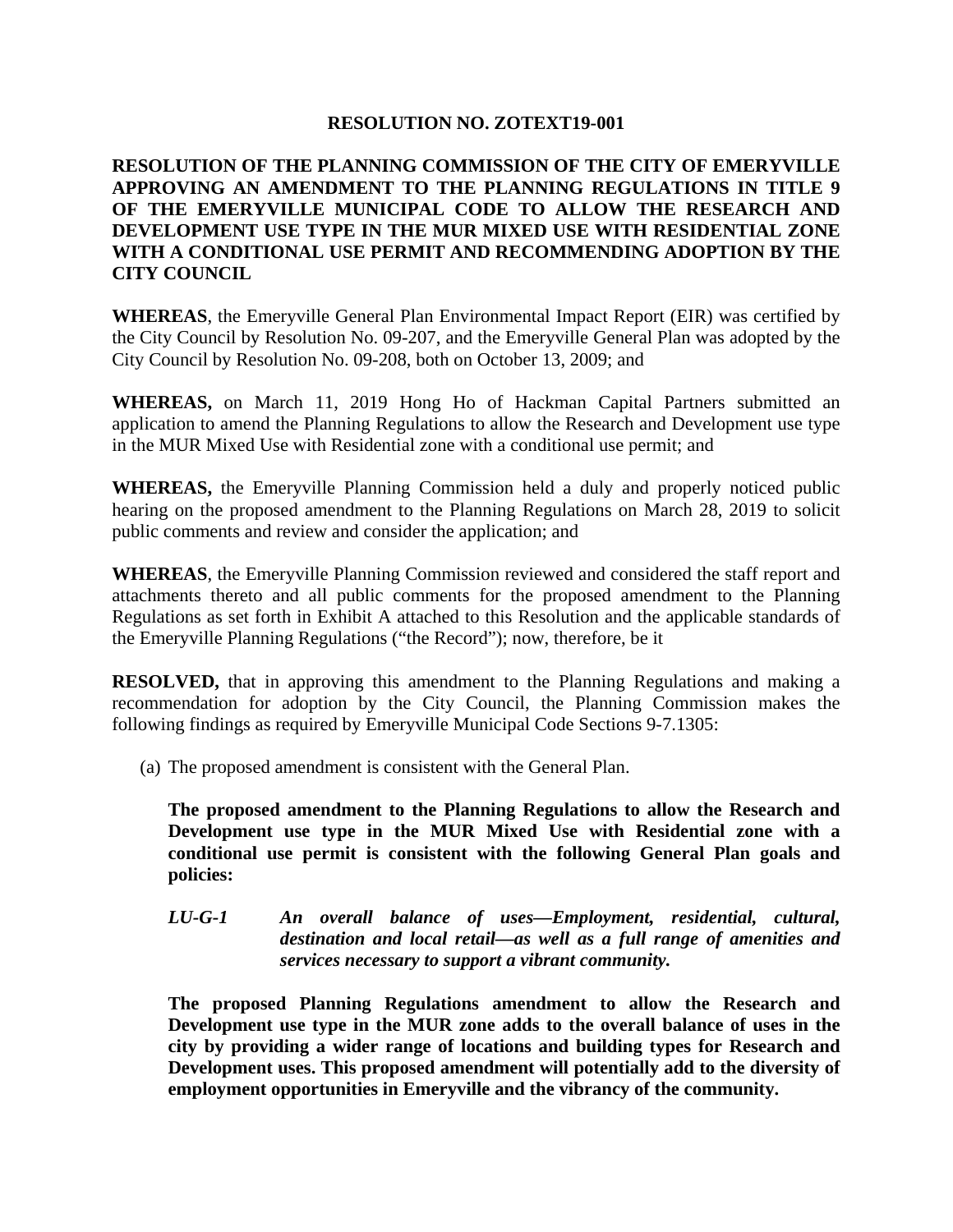**RESOLUTION NO. ZOTEXT19-001**

**RESOLUTION OF THE PLANNING COMMISSION OF THE CITY OF EMERYVILLE APPROVING AN AMENDMENT TO THE PLANNING REGULATIONS IN TITLE 9 OF THE EMERYVILLE MUNICIPAL CODE TO ALLOW THE RESEARCH AND DEVELOPMENT USE TYPE IN THE MUR MIXED USE WITH RESIDENTIAL ZONE WITH A CONDITIONAL USE PERMIT AND RECOMMENDING ADOPTION BY THE CITY COUNCIL**

**WHEREAS**, the Emeryville General Plan Environmental Impact Report (EIR) was certified by the City Council by Resolution No. 09-207, and the Emeryville General Plan was adopted by the City Council by Resolution No. 09-208, both on October 13, 2009; and

**WHEREAS,** on March 11, 2019 Hong Ho of Hackman Capital Partners submitted an application to amend the Planning Regulations to allow the Research and Development use type in the MUR Mixed Use with Residential zone with a conditional use permit; and

**WHEREAS,** the Emeryville Planning Commission held a duly and properly noticed public hearing on the proposed amendment to the Planning Regulations on March 28, 2019 to solicit public comments and review and consider the application; and

**WHEREAS**, the Emeryville Planning Commission reviewed and considered the staff report and attachments thereto and all public comments for the proposed amendment to the Planning Regulations as set forth in Exhibit A attached to this Resolution and the applicable standards of the Emeryville Planning Regulations ("the Record"); now, therefore, be it

**RESOLVED,** that in approving this amendment to the Planning Regulations and making a recommendation for adoption by the City Council, the Planning Commission makes the following findings as required by Emeryville Municipal Code Sections 9-7.1305:

(a) The proposed amendment is consistent with the General Plan.

**The proposed amendment to the Planning Regulations to allow the Research and Development use type in the MUR Mixed Use with Residential zone with a conditional use permit is consistent with the following General Plan goals and policies:**

***LU-G-1*** ***An overall balance of uses—Employment, residential, cultural, destination and local retail—as well as a full range of amenities and services necessary to support a vibrant community.***

**The proposed Planning Regulations amendment to allow the Research and Development use type in the MUR zone adds to the overall balance of uses in the city by providing a wider range of locations and building types for Research and Development uses. This proposed amendment will potentially add to the diversity of employment opportunities in Emeryville and the vibrancy of the community.**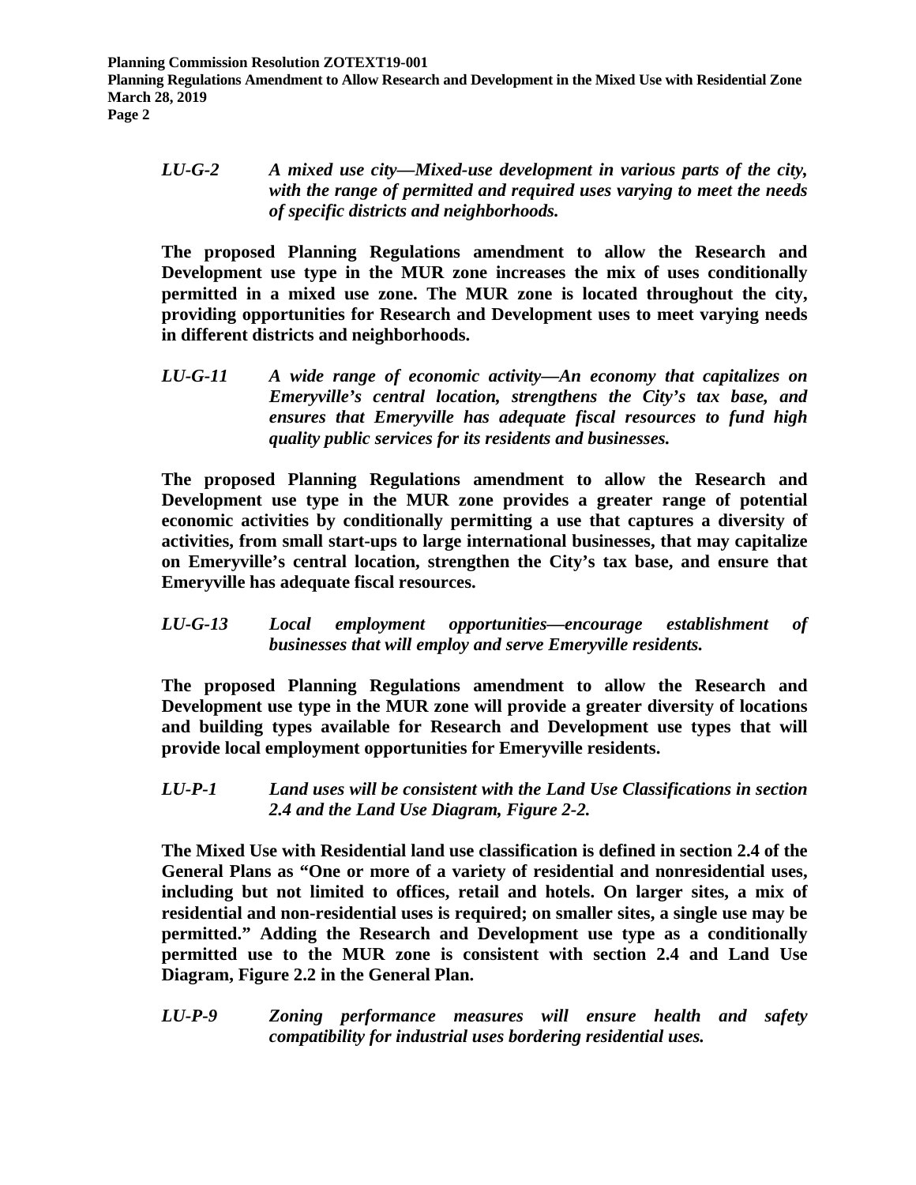*LU-G-2 A mixed use city—Mixed-use development in various parts of the city, with the range of permitted and required uses varying to meet the needs of specific districts and neighborhoods.*

**The proposed Planning Regulations amendment to allow the Research and Development use type in the MUR zone increases the mix of uses conditionally permitted in a mixed use zone. The MUR zone is located throughout the city, providing opportunities for Research and Development uses to meet varying needs in different districts and neighborhoods.**

*LU-G-11 A wide range of economic activity—An economy that capitalizes on Emeryville's central location, strengthens the City's tax base, and ensures that Emeryville has adequate fiscal resources to fund high quality public services for its residents and businesses.*

**The proposed Planning Regulations amendment to allow the Research and Development use type in the MUR zone provides a greater range of potential economic activities by conditionally permitting a use that captures a diversity of activities, from small start-ups to large international businesses, that may capitalize on Emeryville's central location, strengthen the City's tax base, and ensure that Emeryville has adequate fiscal resources.**

*LU-G-13 Local employment opportunities—encourage establishment of businesses that will employ and serve Emeryville residents.*

**The proposed Planning Regulations amendment to allow the Research and Development use type in the MUR zone will provide a greater diversity of locations and building types available for Research and Development use types that will provide local employment opportunities for Emeryville residents.**

*LU-P-1 Land uses will be consistent with the Land Use Classifications in section 2.4 and the Land Use Diagram, Figure 2-2.*

**The Mixed Use with Residential land use classification is defined in section 2.4 of the General Plans as "One or more of a variety of residential and nonresidential uses, including but not limited to offices, retail and hotels. On larger sites, a mix of residential and non-residential uses is required; on smaller sites, a single use may be permitted." Adding the Research and Development use type as a conditionally permitted use to the MUR zone is consistent with section 2.4 and Land Use Diagram, Figure 2.2 in the General Plan.**

*LU-P-9 Zoning performance measures will ensure health and safety compatibility for industrial uses bordering residential uses.*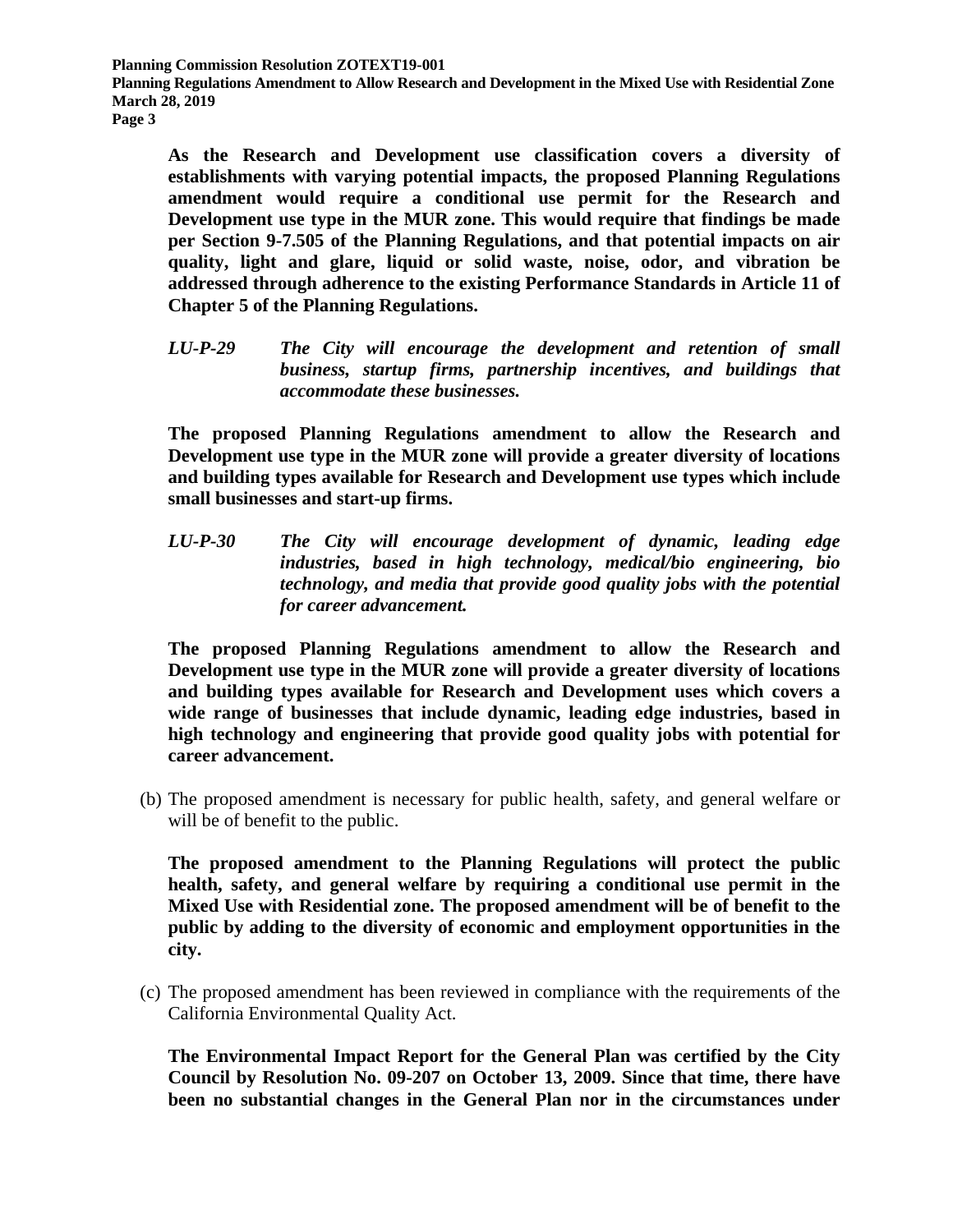**As the Research and Development use classification covers a diversity of establishments with varying potential impacts, the proposed Planning Regulations amendment would require a conditional use permit for the Research and Development use type in the MUR zone. This would require that findings be made per Section 9-7.505 of the Planning Regulations, and that potential impacts on air quality, light and glare, liquid or solid waste, noise, odor, and vibration be addressed through adherence to the existing Performance Standards in Article 11 of Chapter 5 of the Planning Regulations.**

***LU-P-29*** ***The City will encourage the development and retention of small business, startup firms, partnership incentives, and buildings that accommodate these businesses.***

**The proposed Planning Regulations amendment to allow the Research and Development use type in the MUR zone will provide a greater diversity of locations and building types available for Research and Development use types which include small businesses and start-up firms.**

***LU-P-30*** ***The City will encourage development of dynamic, leading edge industries, based in high technology, medical/bio engineering, bio technology, and media that provide good quality jobs with the potential for career advancement.***

**The proposed Planning Regulations amendment to allow the Research and Development use type in the MUR zone will provide a greater diversity of locations and building types available for Research and Development uses which covers a wide range of businesses that include dynamic, leading edge industries, based in high technology and engineering that provide good quality jobs with potential for career advancement.**

(b) The proposed amendment is necessary for public health, safety, and general welfare or will be of benefit to the public.

**The proposed amendment to the Planning Regulations will protect the public health, safety, and general welfare by requiring a conditional use permit in the Mixed Use with Residential zone. The proposed amendment will be of benefit to the public by adding to the diversity of economic and employment opportunities in the city.**

(c) The proposed amendment has been reviewed in compliance with the requirements of the California Environmental Quality Act.

**The Environmental Impact Report for the General Plan was certified by the City Council by Resolution No. 09-207 on October 13, 2009. Since that time, there have been no substantial changes in the General Plan nor in the circumstances under**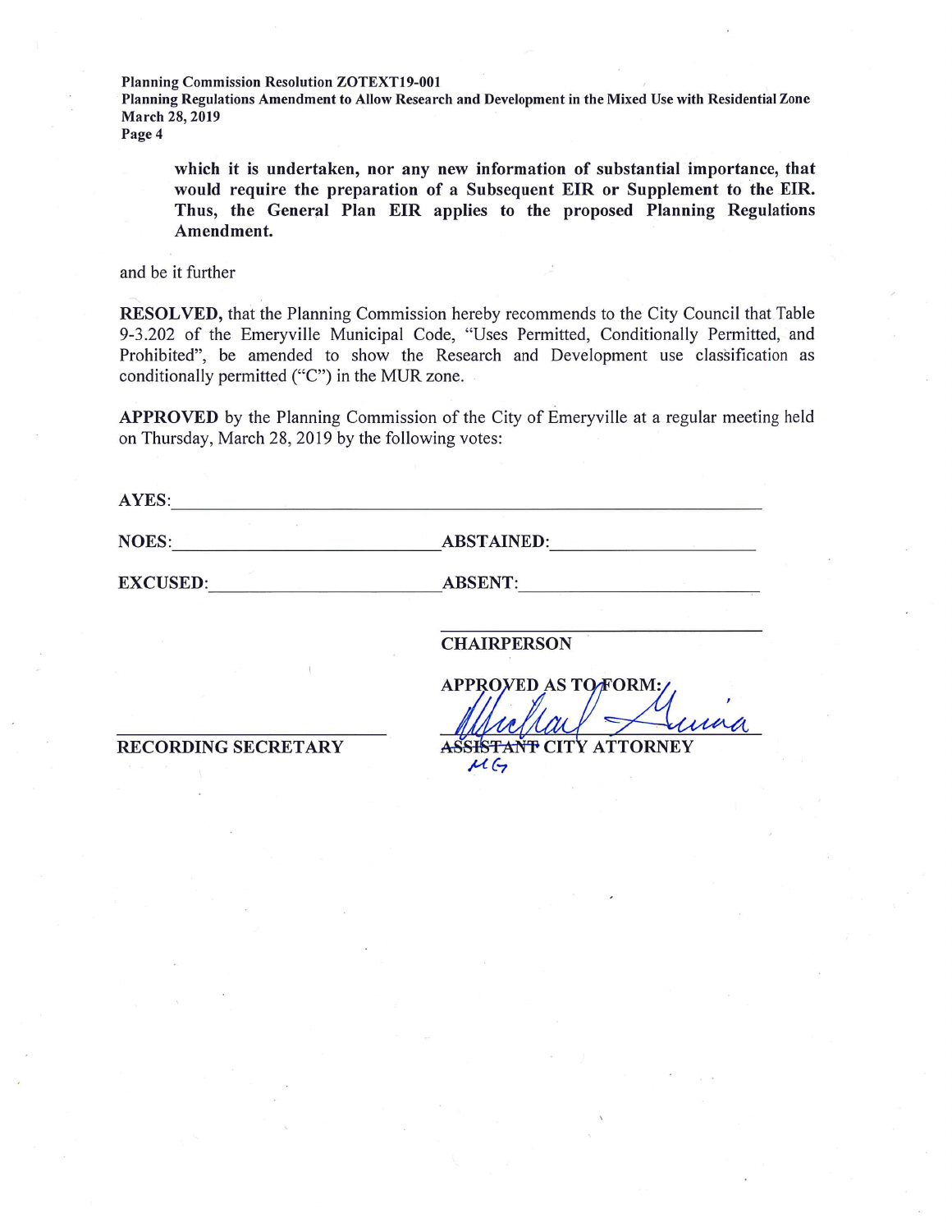**which it is undertaken, nor any new information of substantial importance, that would require the preparation of a Subsequent EIR or Supplement to the EIR. Thus, the General Plan EIR applies to the proposed Planning Regulations Amendment.**

and be it further

**RESOLVED,** that the Planning Commission hereby recommends to the City Council that Table 9-3.202 of the Emeryville Municipal Code, "Uses Permitted, Conditionally Permitted, and Prohibited", be amended to show the Research and Development use classification as conditionally permitted ("C") in the MUR zone.

**APPROVED** by the Planning Commission of the City of Emeryville at a regular meeting held on Thursday, March 28, 2019 by the following votes:

**AYES:** ______________________________

**NOES:** ______________ **ABSTAINED:** ______________

**EXCUSED:** ______________ **ABSENT:** ______________

______________________________
**CHAIRPERSON**

**APPROVED AS TO FORM:**

______________________________
**RECORDING SECRETARY**

______________________________
~~**ASSISTANT**~~ **CITY ATTORNEY**
MG